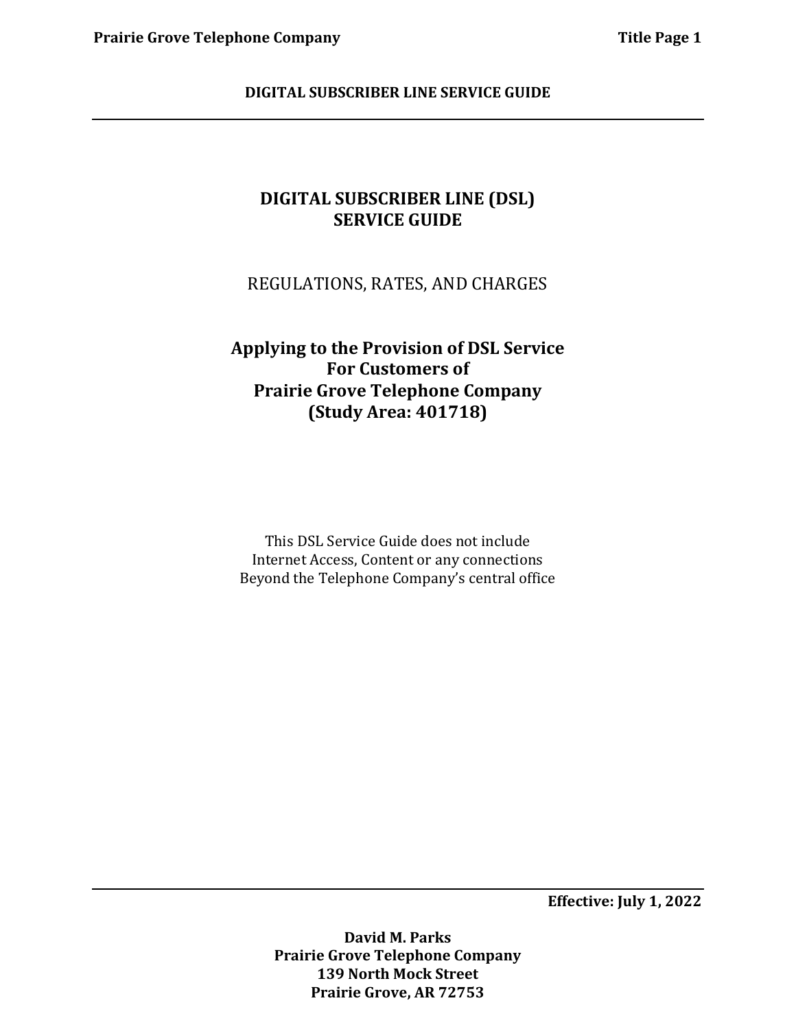**DIGITAL SUBSCRIBER LINE SERVICE GUIDE**

# DIGITAL SUBSCRIBER LINE (DSL) SERVICE GUIDE

REGULATIONS, RATES, AND CHARGES

## Applying to the Provision of DSL Service For Customers of Prairie Grove Telephone Company (Study Area: 401718)

This DSL Service Guide does not include
Internet Access, Content or any connections
Beyond the Telephone Company's central office

**Effective: July 1, 2022**

**David M. Parks**
**Prairie Grove Telephone Company**
**139 North Mock Street**
**Prairie Grove, AR 72753**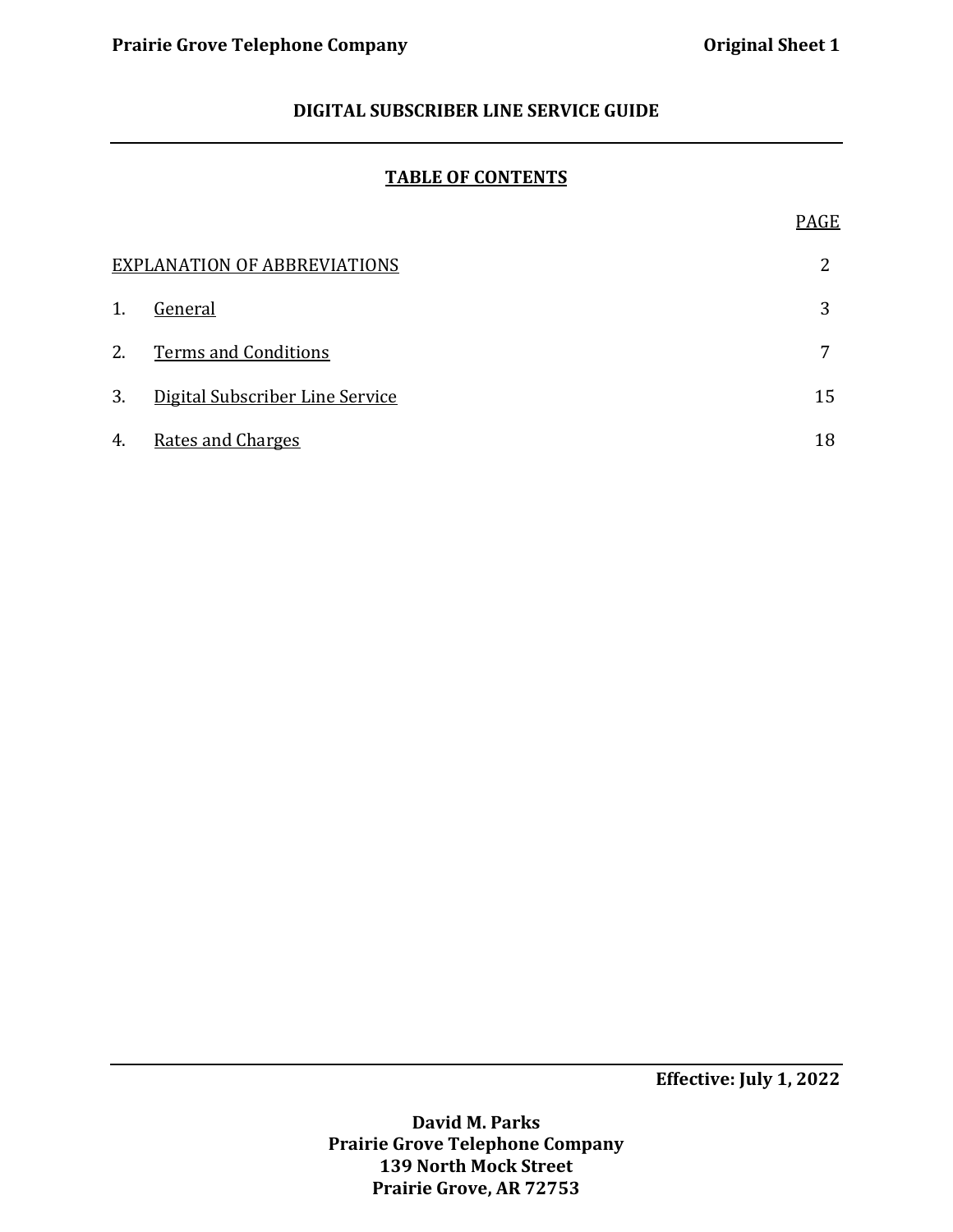# DIGITAL SUBSCRIBER LINE SERVICE GUIDE

## TABLE OF CONTENTS

| | PAGE |
|---|---|
| EXPLANATION OF ABBREVIATIONS | 2 |
| 1. General | 3 |
| 2. Terms and Conditions | 7 |
| 3. Digital Subscriber Line Service | 15 |
| 4. Rates and Charges | 18 |

**Effective: July 1, 2022**

**David M. Parks**
**Prairie Grove Telephone Company**
**139 North Mock Street**
**Prairie Grove, AR 72753**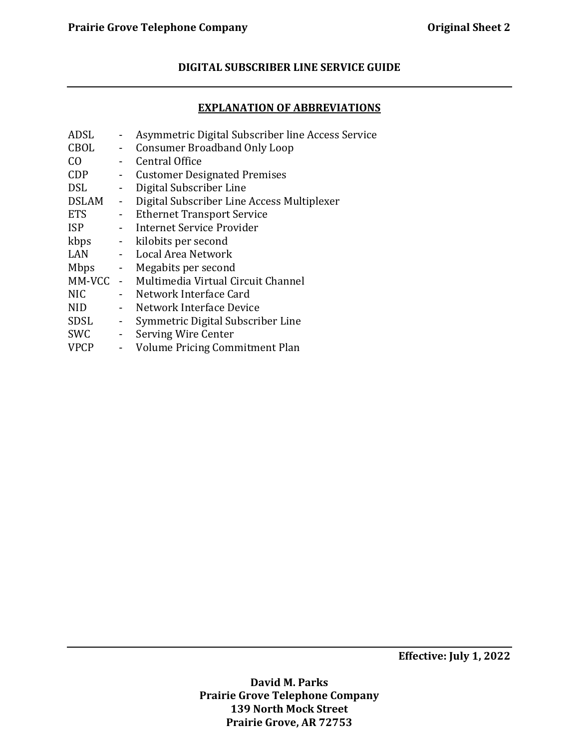## DIGITAL SUBSCRIBER LINE SERVICE GUIDE

### EXPLANATION OF ABBREVIATIONS

| | | |
|---|---|---|
| ADSL | - | Asymmetric Digital Subscriber line Access Service |
| CBOL | - | Consumer Broadband Only Loop |
| CO | - | Central Office |
| CDP | - | Customer Designated Premises |
| DSL | - | Digital Subscriber Line |
| DSLAM | - | Digital Subscriber Line Access Multiplexer |
| ETS | - | Ethernet Transport Service |
| ISP | - | Internet Service Provider |
| kbps | - | kilobits per second |
| LAN | - | Local Area Network |
| Mbps | - | Megabits per second |
| MM-VCC | - | Multimedia Virtual Circuit Channel |
| NIC | - | Network Interface Card |
| NID | - | Network Interface Device |
| SDSL | - | Symmetric Digital Subscriber Line |
| SWC | - | Serving Wire Center |
| VPCP | - | Volume Pricing Commitment Plan |

**Effective: July 1, 2022**

**David M. Parks**
**Prairie Grove Telephone Company**
**139 North Mock Street**
**Prairie Grove, AR 72753**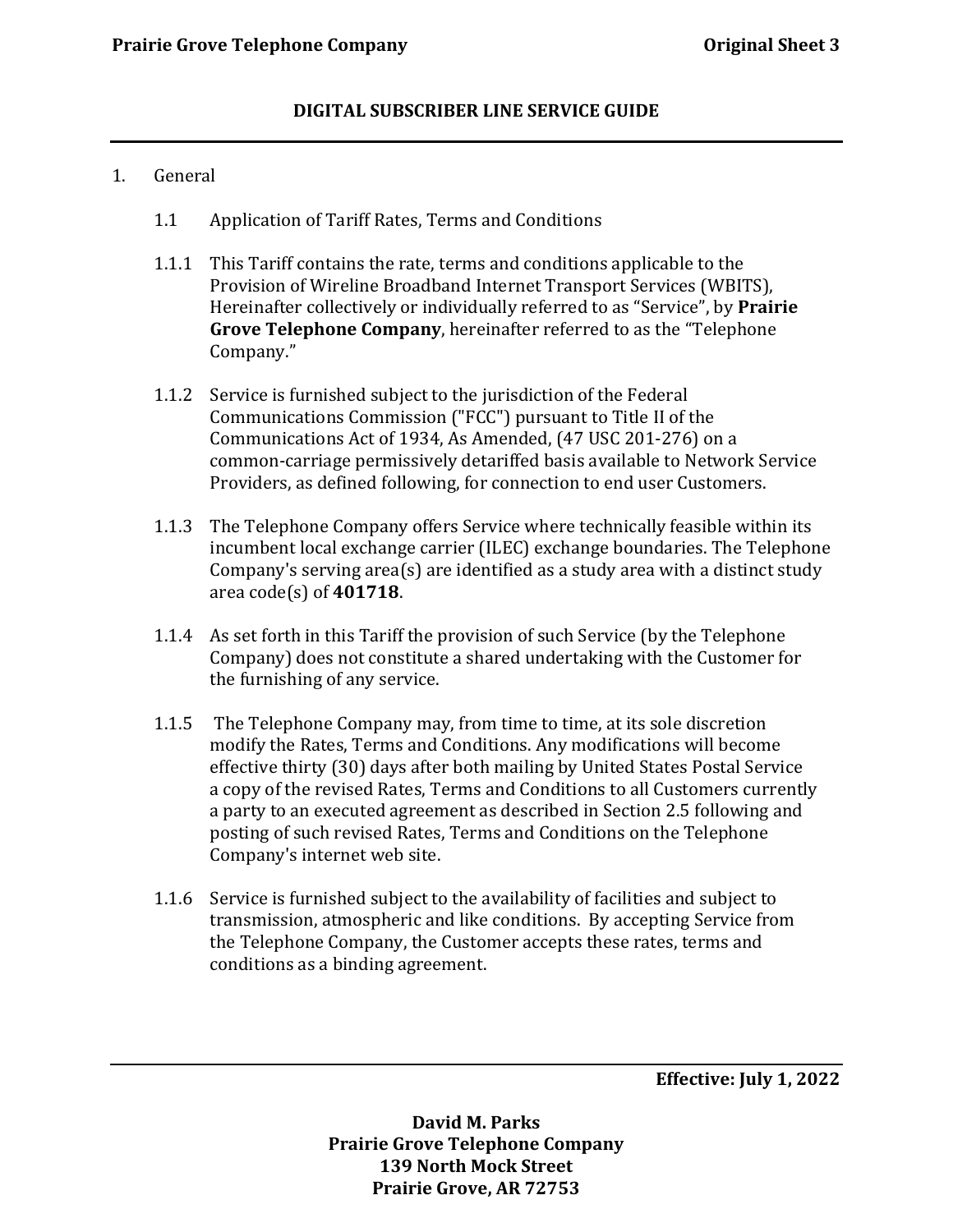## DIGITAL SUBSCRIBER LINE SERVICE GUIDE

1. General

   1.1 Application of Tariff Rates, Terms and Conditions

   1.1.1 This Tariff contains the rate, terms and conditions applicable to the Provision of Wireline Broadband Internet Transport Services (WBITS), Hereinafter collectively or individually referred to as "Service", by **Prairie Grove Telephone Company**, hereinafter referred to as the "Telephone Company."

   1.1.2 Service is furnished subject to the jurisdiction of the Federal Communications Commission ("FCC") pursuant to Title II of the Communications Act of 1934, As Amended, (47 USC 201-276) on a common-carriage permissively detariffed basis available to Network Service Providers, as defined following, for connection to end user Customers.

   1.1.3 The Telephone Company offers Service where technically feasible within its incumbent local exchange carrier (ILEC) exchange boundaries. The Telephone Company's serving area(s) are identified as a study area with a distinct study area code(s) of **401718**.

   1.1.4 As set forth in this Tariff the provision of such Service (by the Telephone Company) does not constitute a shared undertaking with the Customer for the furnishing of any service.

   1.1.5 The Telephone Company may, from time to time, at its sole discretion modify the Rates, Terms and Conditions. Any modifications will become effective thirty (30) days after both mailing by United States Postal Service a copy of the revised Rates, Terms and Conditions to all Customers currently a party to an executed agreement as described in Section 2.5 following and posting of such revised Rates, Terms and Conditions on the Telephone Company's internet web site.

   1.1.6 Service is furnished subject to the availability of facilities and subject to transmission, atmospheric and like conditions. By accepting Service from the Telephone Company, the Customer accepts these rates, terms and conditions as a binding agreement.

**Effective: July 1, 2022**

**David M. Parks**
**Prairie Grove Telephone Company**
**139 North Mock Street**
**Prairie Grove, AR 72753**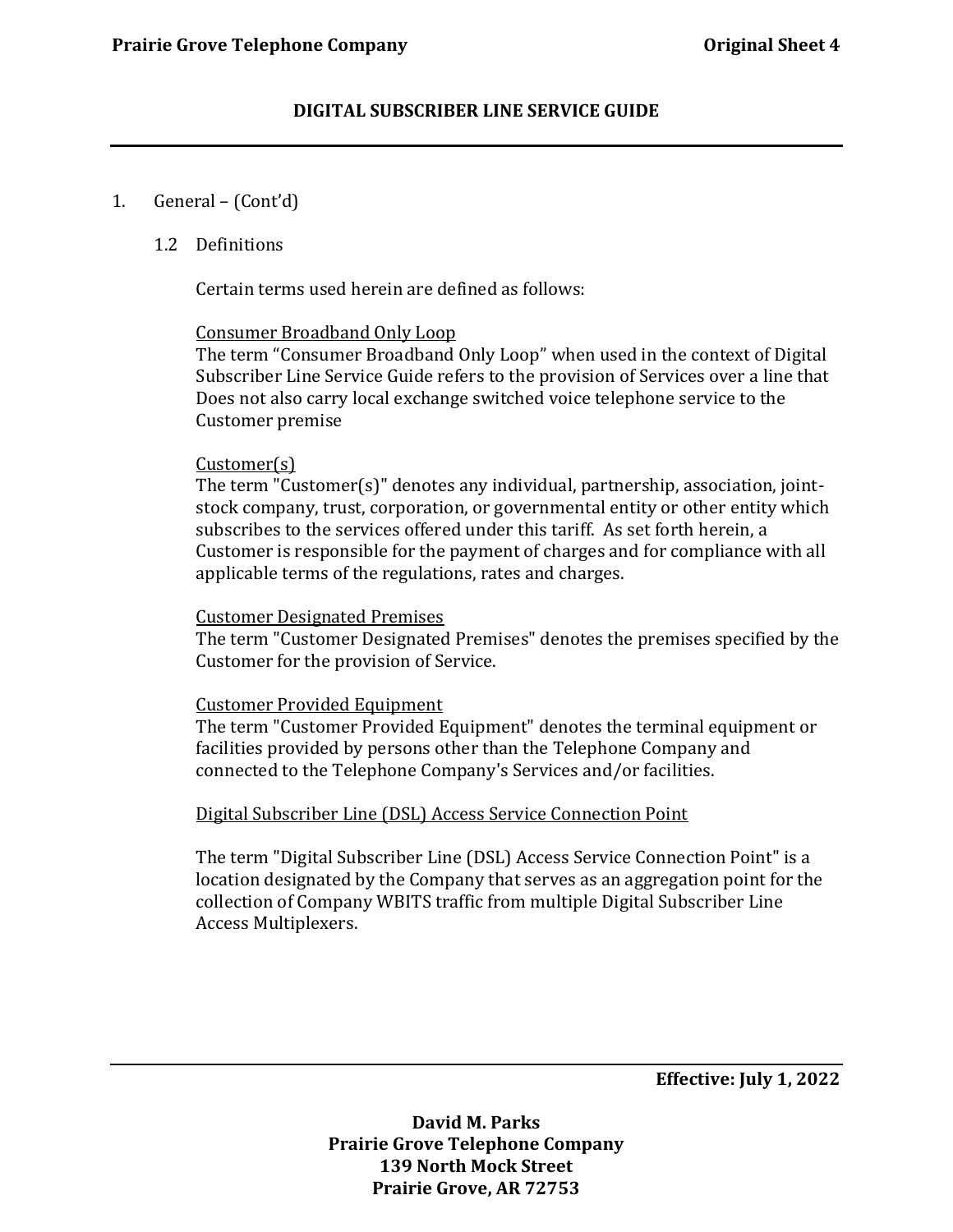## DIGITAL SUBSCRIBER LINE SERVICE GUIDE

1. General – (Cont'd)

   1.2 Definitions

   Certain terms used herein are defined as follows:

   <u>Consumer Broadband Only Loop</u>
   The term "Consumer Broadband Only Loop" when used in the context of Digital Subscriber Line Service Guide refers to the provision of Services over a line that Does not also carry local exchange switched voice telephone service to the Customer premise

   <u>Customer(s)</u>
   The term "Customer(s)" denotes any individual, partnership, association, joint-stock company, trust, corporation, or governmental entity or other entity which subscribes to the services offered under this tariff. As set forth herein, a Customer is responsible for the payment of charges and for compliance with all applicable terms of the regulations, rates and charges.

   <u>Customer Designated Premises</u>
   The term "Customer Designated Premises" denotes the premises specified by the Customer for the provision of Service.

   <u>Customer Provided Equipment</u>
   The term "Customer Provided Equipment" denotes the terminal equipment or facilities provided by persons other than the Telephone Company and connected to the Telephone Company's Services and/or facilities.

   <u>Digital Subscriber Line (DSL) Access Service Connection Point</u>

   The term "Digital Subscriber Line (DSL) Access Service Connection Point" is a location designated by the Company that serves as an aggregation point for the collection of Company WBITS traffic from multiple Digital Subscriber Line Access Multiplexers.

**Effective: July 1, 2022**

**David M. Parks**
**Prairie Grove Telephone Company**
**139 North Mock Street**
**Prairie Grove, AR 72753**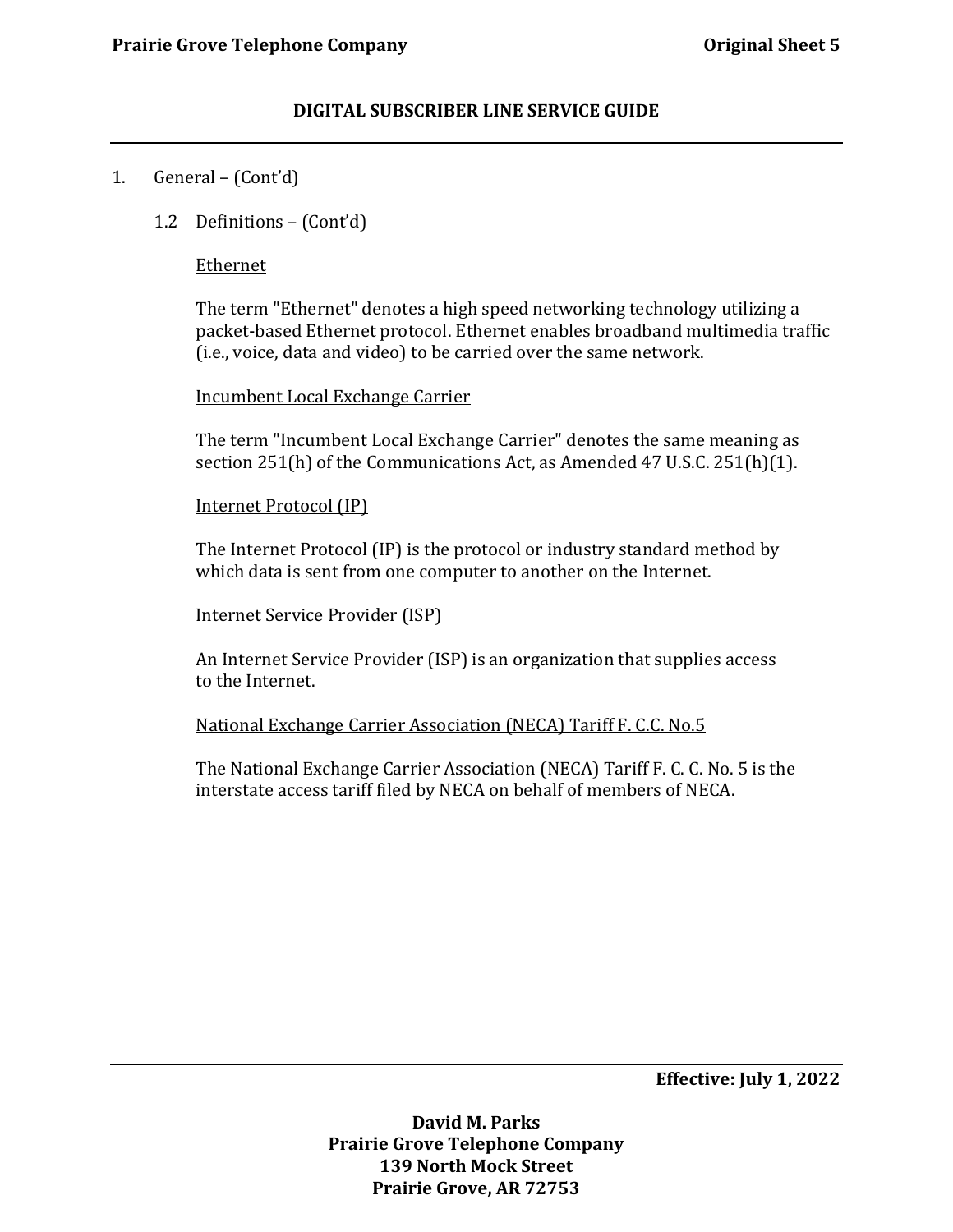## DIGITAL SUBSCRIBER LINE SERVICE GUIDE

1. General – (Cont'd)

   1.2 Definitions – (Cont'd)

   <u>Ethernet</u>

   The term "Ethernet" denotes a high speed networking technology utilizing a packet-based Ethernet protocol. Ethernet enables broadband multimedia traffic (i.e., voice, data and video) to be carried over the same network.

   <u>Incumbent Local Exchange Carrier</u>

   The term "Incumbent Local Exchange Carrier" denotes the same meaning as section 251(h) of the Communications Act, as Amended 47 U.S.C. 251(h)(1).

   <u>Internet Protocol (IP)</u>

   The Internet Protocol (IP) is the protocol or industry standard method by which data is sent from one computer to another on the Internet.

   <u>Internet Service Provider (ISP)</u>

   An Internet Service Provider (ISP) is an organization that supplies access to the Internet.

   <u>National Exchange Carrier Association (NECA) Tariff F. C.C. No.5</u>

   The National Exchange Carrier Association (NECA) Tariff F. C. C. No. 5 is the interstate access tariff filed by NECA on behalf of members of NECA.

**Effective: July 1, 2022**

**David M. Parks**
**Prairie Grove Telephone Company**
**139 North Mock Street**
**Prairie Grove, AR 72753**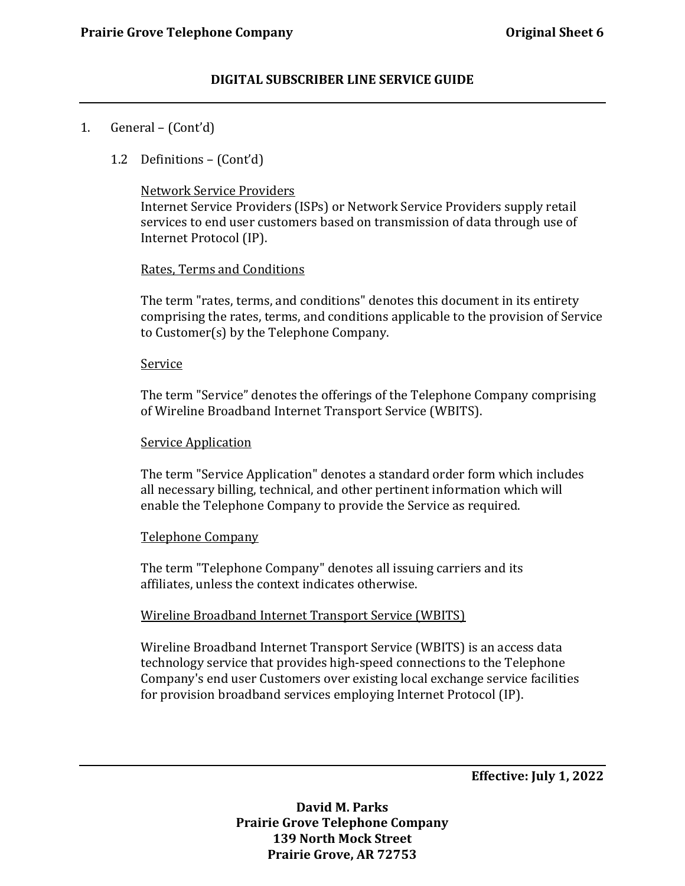## DIGITAL SUBSCRIBER LINE SERVICE GUIDE

1. General – (Cont'd)

   1.2 Definitions – (Cont'd)

   Network Service Providers
   Internet Service Providers (ISPs) or Network Service Providers supply retail services to end user customers based on transmission of data through use of Internet Protocol (IP).

   Rates, Terms and Conditions

   The term "rates, terms, and conditions" denotes this document in its entirety comprising the rates, terms, and conditions applicable to the provision of Service to Customer(s) by the Telephone Company.

   Service

   The term "Service" denotes the offerings of the Telephone Company comprising of Wireline Broadband Internet Transport Service (WBITS).

   Service Application

   The term "Service Application" denotes a standard order form which includes all necessary billing, technical, and other pertinent information which will enable the Telephone Company to provide the Service as required.

   Telephone Company

   The term "Telephone Company" denotes all issuing carriers and its affiliates, unless the context indicates otherwise.

   Wireline Broadband Internet Transport Service (WBITS)

   Wireline Broadband Internet Transport Service (WBITS) is an access data technology service that provides high-speed connections to the Telephone Company's end user Customers over existing local exchange service facilities for provision broadband services employing Internet Protocol (IP).

**Effective: July 1, 2022**

**David M. Parks**
**Prairie Grove Telephone Company**
**139 North Mock Street**
**Prairie Grove, AR 72753**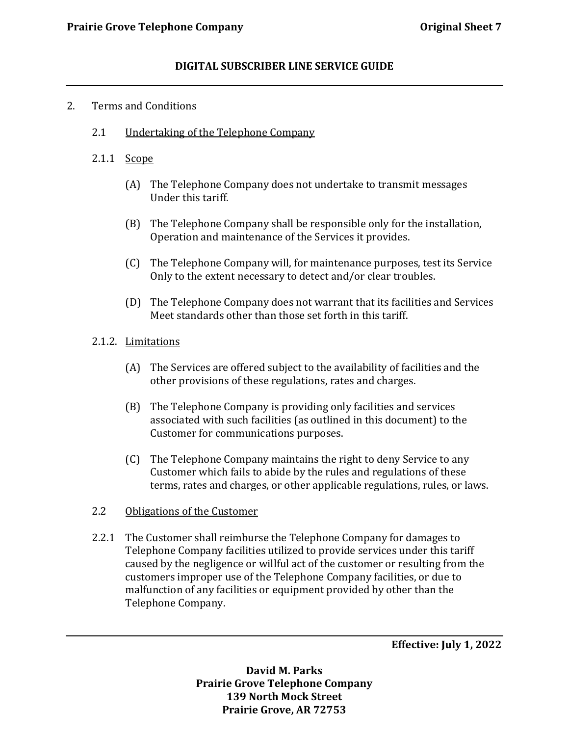2. Terms and Conditions

2.1 Undertaking of the Telephone Company

2.1.1 Scope

(A) The Telephone Company does not undertake to transmit messages Under this tariff.

(B) The Telephone Company shall be responsible only for the installation, Operation and maintenance of the Services it provides.

(C) The Telephone Company will, for maintenance purposes, test its Service Only to the extent necessary to detect and/or clear troubles.

(D) The Telephone Company does not warrant that its facilities and Services Meet standards other than those set forth in this tariff.

2.1.2. Limitations

(A) The Services are offered subject to the availability of facilities and the other provisions of these regulations, rates and charges.

(B) The Telephone Company is providing only facilities and services associated with such facilities (as outlined in this document) to the Customer for communications purposes.

(C) The Telephone Company maintains the right to deny Service to any Customer which fails to abide by the rules and regulations of these terms, rates and charges, or other applicable regulations, rules, or laws.

2.2 Obligations of the Customer

2.2.1 The Customer shall reimburse the Telephone Company for damages to Telephone Company facilities utilized to provide services under this tariff caused by the negligence or willful act of the customer or resulting from the customers improper use of the Telephone Company facilities, or due to malfunction of any facilities or equipment provided by other than the Telephone Company.

**Effective: July 1, 2022**

**David M. Parks**
**Prairie Grove Telephone Company**
**139 North Mock Street**
**Prairie Grove, AR 72753**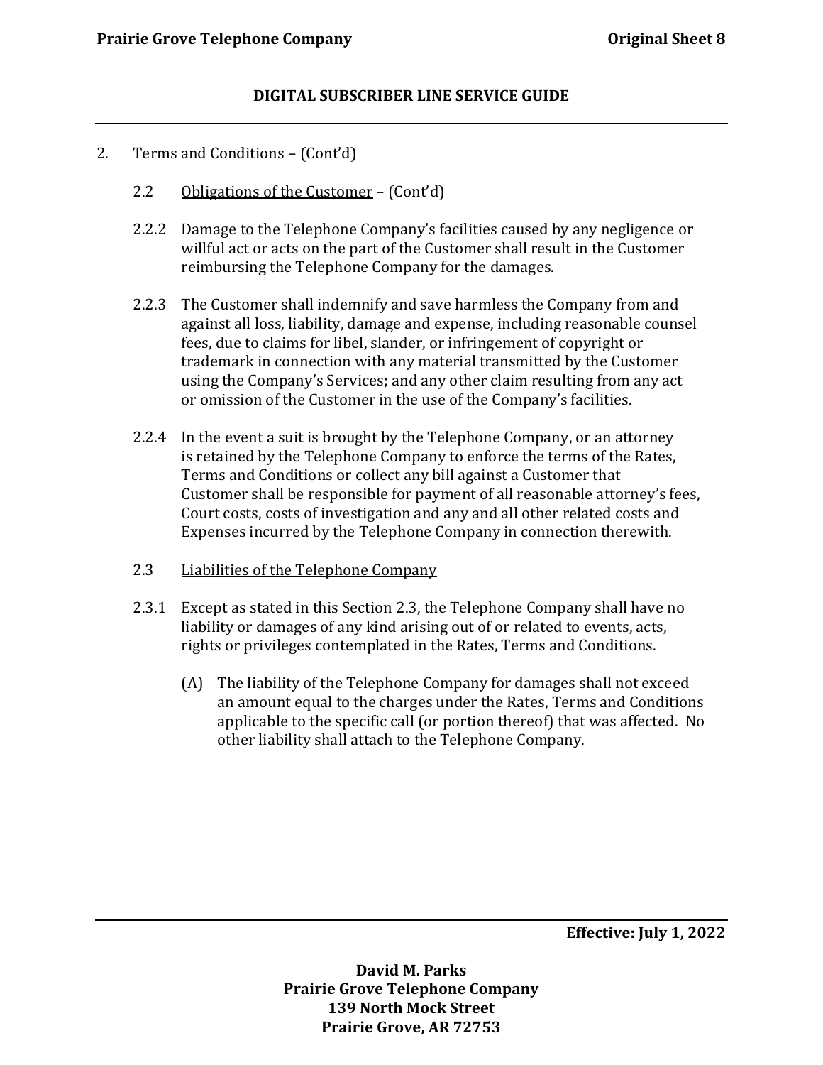2. Terms and Conditions – (Cont'd)

2.2 Obligations of the Customer – (Cont'd)

2.2.2 Damage to the Telephone Company's facilities caused by any negligence or willful act or acts on the part of the Customer shall result in the Customer reimbursing the Telephone Company for the damages.

2.2.3 The Customer shall indemnify and save harmless the Company from and against all loss, liability, damage and expense, including reasonable counsel fees, due to claims for libel, slander, or infringement of copyright or trademark in connection with any material transmitted by the Customer using the Company's Services; and any other claim resulting from any act or omission of the Customer in the use of the Company's facilities.

2.2.4 In the event a suit is brought by the Telephone Company, or an attorney is retained by the Telephone Company to enforce the terms of the Rates, Terms and Conditions or collect any bill against a Customer that Customer shall be responsible for payment of all reasonable attorney's fees, Court costs, costs of investigation and any and all other related costs and Expenses incurred by the Telephone Company in connection therewith.

2.3 Liabilities of the Telephone Company

2.3.1 Except as stated in this Section 2.3, the Telephone Company shall have no liability or damages of any kind arising out of or related to events, acts, rights or privileges contemplated in the Rates, Terms and Conditions.

(A) The liability of the Telephone Company for damages shall not exceed an amount equal to the charges under the Rates, Terms and Conditions applicable to the specific call (or portion thereof) that was affected. No other liability shall attach to the Telephone Company.

**Effective: July 1, 2022**

**David M. Parks**
**Prairie Grove Telephone Company**
**139 North Mock Street**
**Prairie Grove, AR 72753**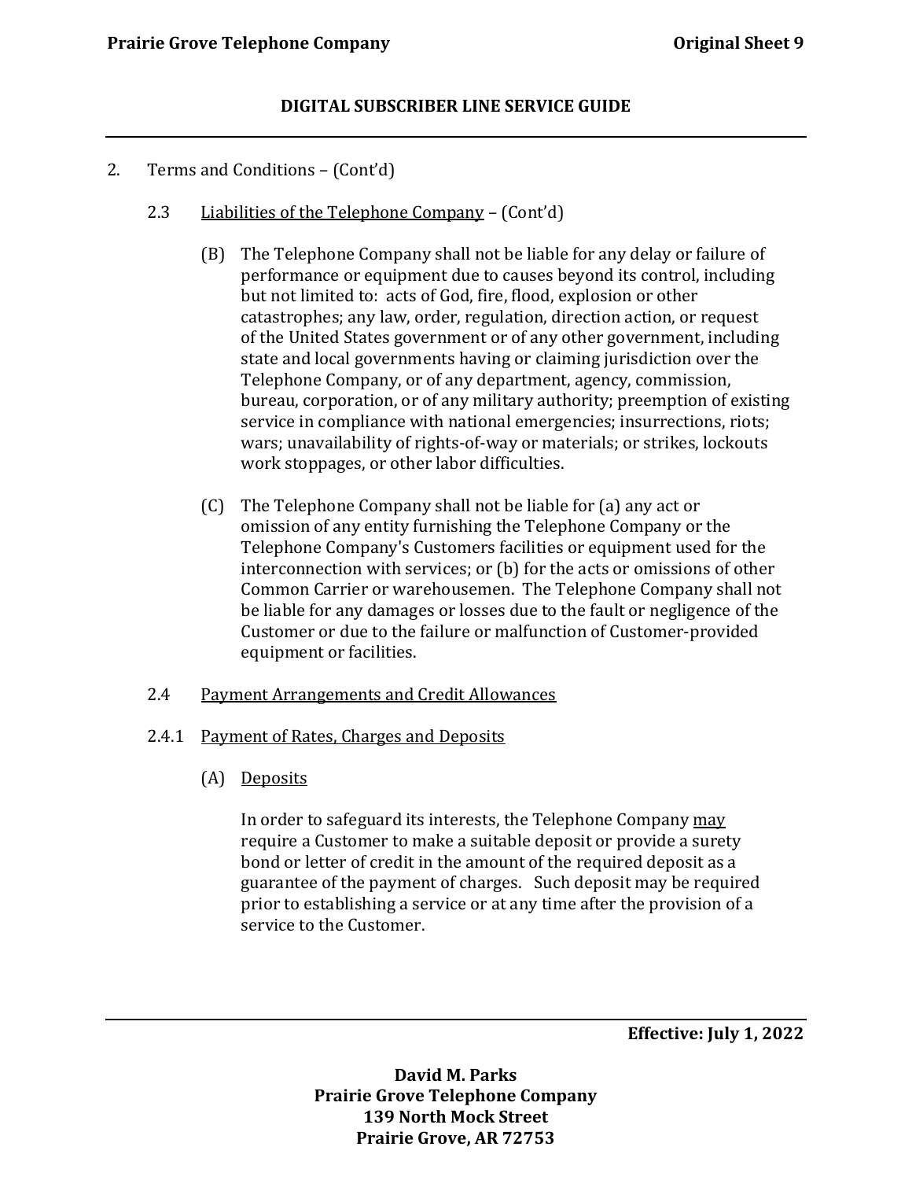2. Terms and Conditions – (Cont'd)

2.3 Liabilities of the Telephone Company – (Cont'd)

(B) The Telephone Company shall not be liable for any delay or failure of performance or equipment due to causes beyond its control, including but not limited to: acts of God, fire, flood, explosion or other catastrophes; any law, order, regulation, direction action, or request of the United States government or of any other government, including state and local governments having or claiming jurisdiction over the Telephone Company, or of any department, agency, commission, bureau, corporation, or of any military authority; preemption of existing service in compliance with national emergencies; insurrections, riots; wars; unavailability of rights-of-way or materials; or strikes, lockouts work stoppages, or other labor difficulties.

(C) The Telephone Company shall not be liable for (a) any act or omission of any entity furnishing the Telephone Company or the Telephone Company's Customers facilities or equipment used for the interconnection with services; or (b) for the acts or omissions of other Common Carrier or warehousemen. The Telephone Company shall not be liable for any damages or losses due to the fault or negligence of the Customer or due to the failure or malfunction of Customer-provided equipment or facilities.

2.4 Payment Arrangements and Credit Allowances

2.4.1 Payment of Rates, Charges and Deposits

(A) Deposits

In order to safeguard its interests, the Telephone Company may require a Customer to make a suitable deposit or provide a surety bond or letter of credit in the amount of the required deposit as a guarantee of the payment of charges. Such deposit may be required prior to establishing a service or at any time after the provision of a service to the Customer.

**Effective: July 1, 2022**

**David M. Parks**
**Prairie Grove Telephone Company**
**139 North Mock Street**
**Prairie Grove, AR 72753**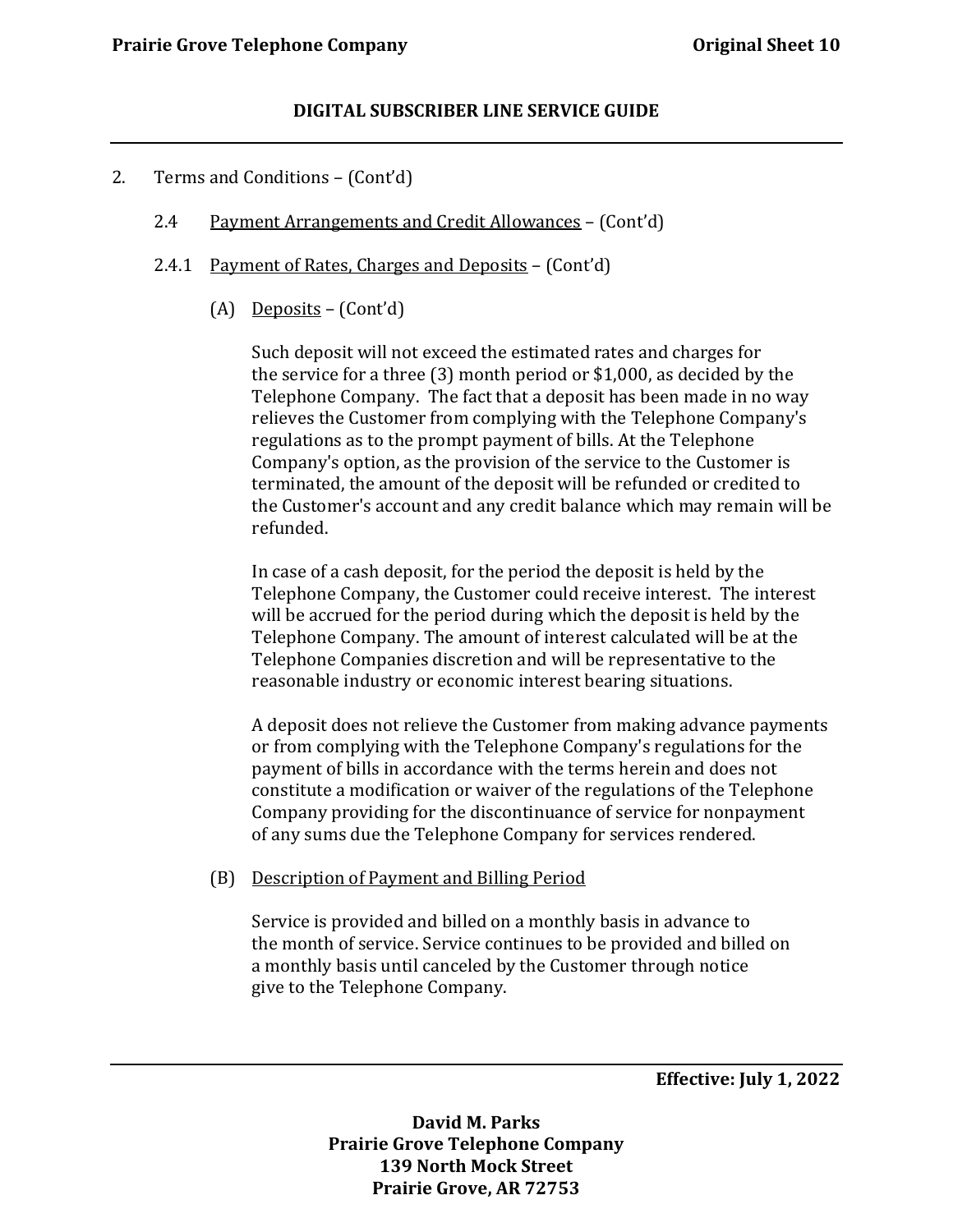2. Terms and Conditions – (Cont'd)

2.4 Payment Arrangements and Credit Allowances – (Cont'd)

2.4.1 Payment of Rates, Charges and Deposits – (Cont'd)

(A) Deposits – (Cont'd)

Such deposit will not exceed the estimated rates and charges for the service for a three (3) month period or $1,000, as decided by the Telephone Company. The fact that a deposit has been made in no way relieves the Customer from complying with the Telephone Company's regulations as to the prompt payment of bills. At the Telephone Company's option, as the provision of the service to the Customer is terminated, the amount of the deposit will be refunded or credited to the Customer's account and any credit balance which may remain will be refunded.

In case of a cash deposit, for the period the deposit is held by the Telephone Company, the Customer could receive interest. The interest will be accrued for the period during which the deposit is held by the Telephone Company. The amount of interest calculated will be at the Telephone Companies discretion and will be representative to the reasonable industry or economic interest bearing situations.

A deposit does not relieve the Customer from making advance payments or from complying with the Telephone Company's regulations for the payment of bills in accordance with the terms herein and does not constitute a modification or waiver of the regulations of the Telephone Company providing for the discontinuance of service for nonpayment of any sums due the Telephone Company for services rendered.

(B) Description of Payment and Billing Period

Service is provided and billed on a monthly basis in advance to the month of service. Service continues to be provided and billed on a monthly basis until canceled by the Customer through notice give to the Telephone Company.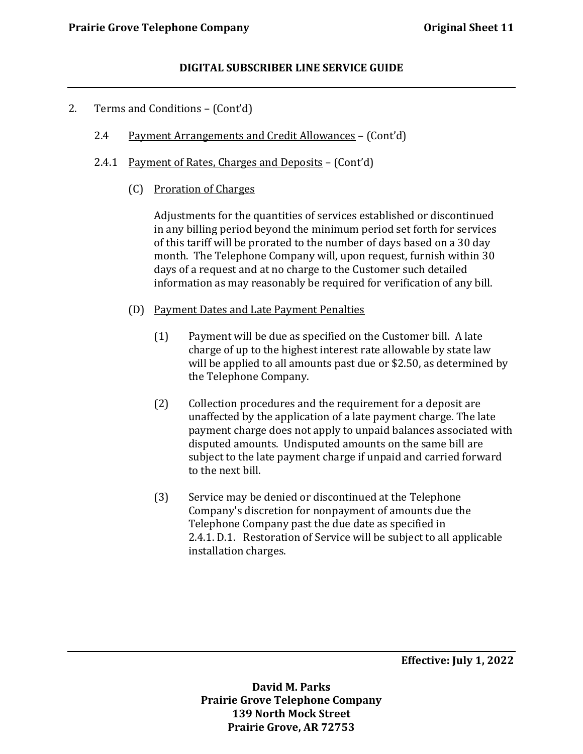2. Terms and Conditions – (Cont'd)

2.4 Payment Arrangements and Credit Allowances – (Cont'd)

2.4.1 Payment of Rates, Charges and Deposits – (Cont'd)

(C) Proration of Charges

Adjustments for the quantities of services established or discontinued in any billing period beyond the minimum period set forth for services of this tariff will be prorated to the number of days based on a 30 day month. The Telephone Company will, upon request, furnish within 30 days of a request and at no charge to the Customer such detailed information as may reasonably be required for verification of any bill.

(D) Payment Dates and Late Payment Penalties

(1) Payment will be due as specified on the Customer bill. A late charge of up to the highest interest rate allowable by state law will be applied to all amounts past due or $2.50, as determined by the Telephone Company.

(2) Collection procedures and the requirement for a deposit are unaffected by the application of a late payment charge. The late payment charge does not apply to unpaid balances associated with disputed amounts. Undisputed amounts on the same bill are subject to the late payment charge if unpaid and carried forward to the next bill.

(3) Service may be denied or discontinued at the Telephone Company's discretion for nonpayment of amounts due the Telephone Company past the due date as specified in 2.4.1. D.1. Restoration of Service will be subject to all applicable installation charges.

Effective: July 1, 2022

**David M. Parks**
**Prairie Grove Telephone Company**
**139 North Mock Street**
**Prairie Grove, AR 72753**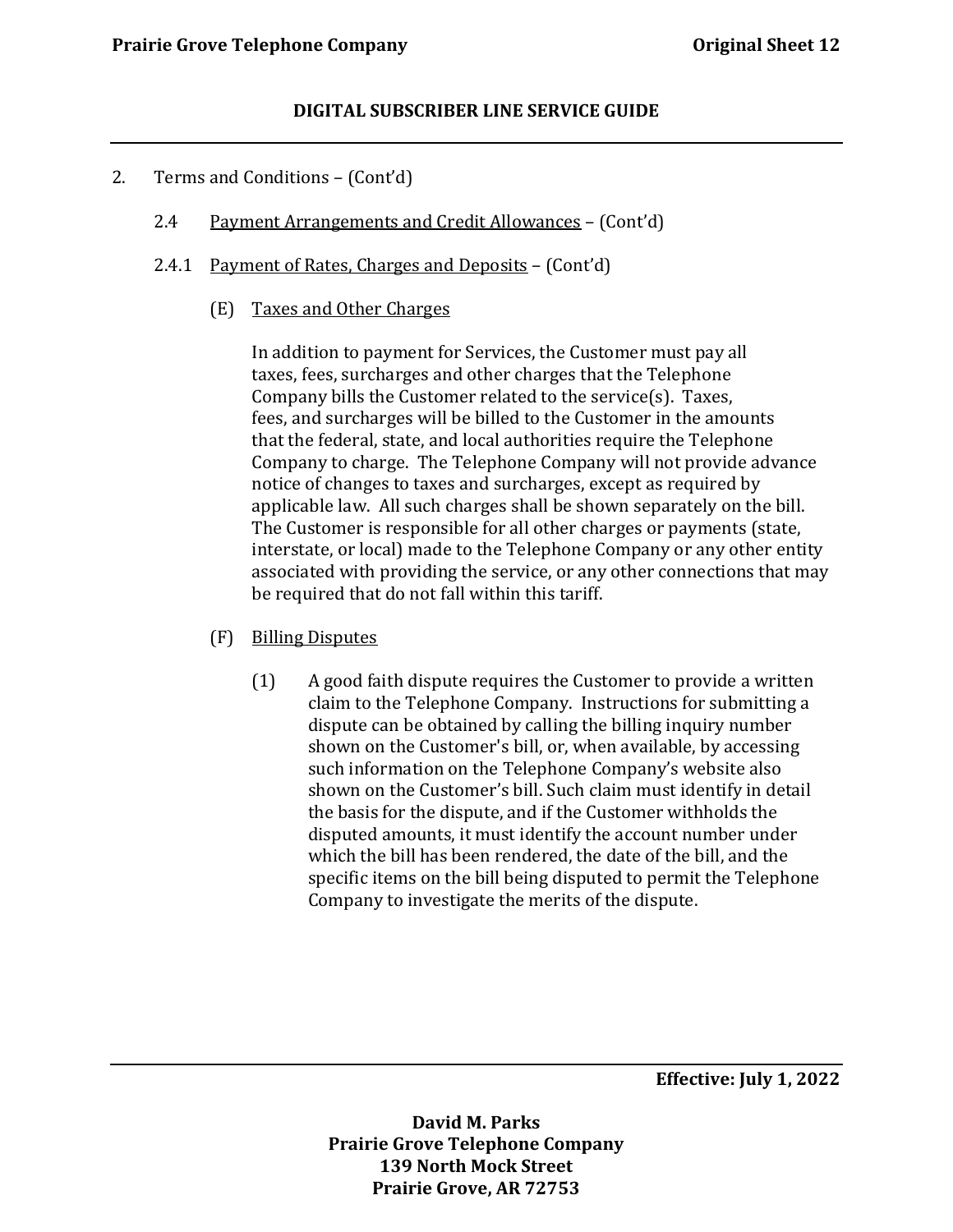2. Terms and Conditions – (Cont'd)

2.4 Payment Arrangements and Credit Allowances – (Cont'd)

2.4.1 Payment of Rates, Charges and Deposits – (Cont'd)

(E) Taxes and Other Charges

In addition to payment for Services, the Customer must pay all taxes, fees, surcharges and other charges that the Telephone Company bills the Customer related to the service(s). Taxes, fees, and surcharges will be billed to the Customer in the amounts that the federal, state, and local authorities require the Telephone Company to charge. The Telephone Company will not provide advance notice of changes to taxes and surcharges, except as required by applicable law. All such charges shall be shown separately on the bill. The Customer is responsible for all other charges or payments (state, interstate, or local) made to the Telephone Company or any other entity associated with providing the service, or any other connections that may be required that do not fall within this tariff.

(F) Billing Disputes

(1) A good faith dispute requires the Customer to provide a written claim to the Telephone Company. Instructions for submitting a dispute can be obtained by calling the billing inquiry number shown on the Customer's bill, or, when available, by accessing such information on the Telephone Company's website also shown on the Customer's bill. Such claim must identify in detail the basis for the dispute, and if the Customer withholds the disputed amounts, it must identify the account number under which the bill has been rendered, the date of the bill, and the specific items on the bill being disputed to permit the Telephone Company to investigate the merits of the dispute.

**Effective: July 1, 2022**

**David M. Parks**
**Prairie Grove Telephone Company**
**139 North Mock Street**
**Prairie Grove, AR 72753**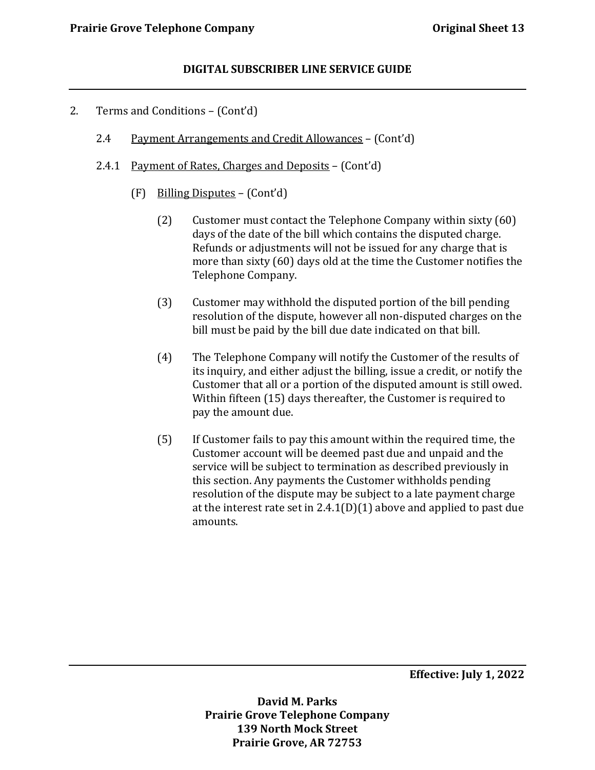2. Terms and Conditions – (Cont'd)

2.4 Payment Arrangements and Credit Allowances – (Cont'd)

2.4.1 Payment of Rates, Charges and Deposits – (Cont'd)

(F) Billing Disputes – (Cont'd)

(2) Customer must contact the Telephone Company within sixty (60) days of the date of the bill which contains the disputed charge. Refunds or adjustments will not be issued for any charge that is more than sixty (60) days old at the time the Customer notifies the Telephone Company.

(3) Customer may withhold the disputed portion of the bill pending resolution of the dispute, however all non-disputed charges on the bill must be paid by the bill due date indicated on that bill.

(4) The Telephone Company will notify the Customer of the results of its inquiry, and either adjust the billing, issue a credit, or notify the Customer that all or a portion of the disputed amount is still owed. Within fifteen (15) days thereafter, the Customer is required to pay the amount due.

(5) If Customer fails to pay this amount within the required time, the Customer account will be deemed past due and unpaid and the service will be subject to termination as described previously in this section. Any payments the Customer withholds pending resolution of the dispute may be subject to a late payment charge at the interest rate set in 2.4.1(D)(1) above and applied to past due amounts.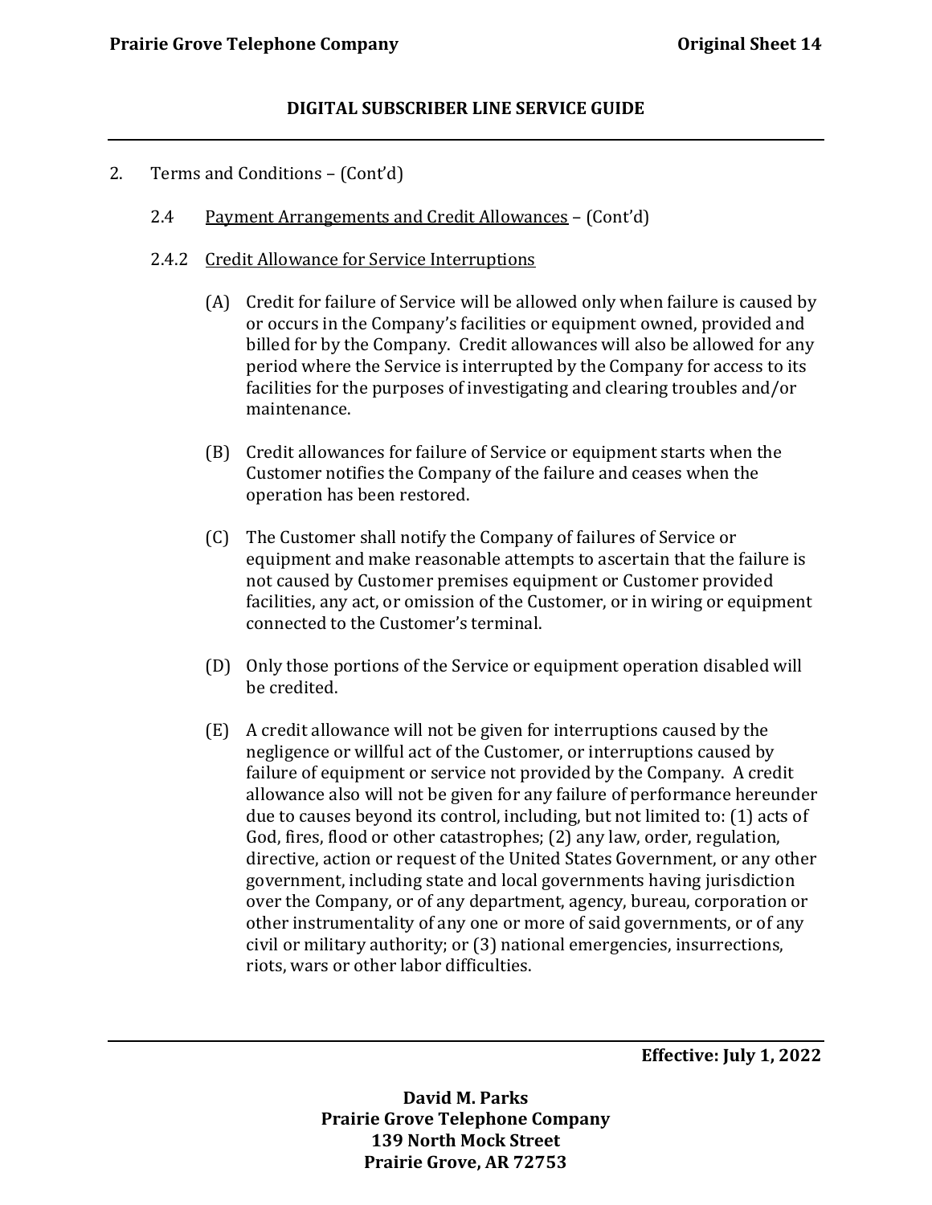2. Terms and Conditions – (Cont'd)

2.4 Payment Arrangements and Credit Allowances – (Cont'd)

2.4.2 Credit Allowance for Service Interruptions

(A) Credit for failure of Service will be allowed only when failure is caused by or occurs in the Company's facilities or equipment owned, provided and billed for by the Company. Credit allowances will also be allowed for any period where the Service is interrupted by the Company for access to its facilities for the purposes of investigating and clearing troubles and/or maintenance.

(B) Credit allowances for failure of Service or equipment starts when the Customer notifies the Company of the failure and ceases when the operation has been restored.

(C) The Customer shall notify the Company of failures of Service or equipment and make reasonable attempts to ascertain that the failure is not caused by Customer premises equipment or Customer provided facilities, any act, or omission of the Customer, or in wiring or equipment connected to the Customer's terminal.

(D) Only those portions of the Service or equipment operation disabled will be credited.

(E) A credit allowance will not be given for interruptions caused by the negligence or willful act of the Customer, or interruptions caused by failure of equipment or service not provided by the Company. A credit allowance also will not be given for any failure of performance hereunder due to causes beyond its control, including, but not limited to: (1) acts of God, fires, flood or other catastrophes; (2) any law, order, regulation, directive, action or request of the United States Government, or any other government, including state and local governments having jurisdiction over the Company, or of any department, agency, bureau, corporation or other instrumentality of any one or more of said governments, or of any civil or military authority; or (3) national emergencies, insurrections, riots, wars or other labor difficulties.

**Effective: July 1, 2022**

**David M. Parks**
**Prairie Grove Telephone Company**
**139 North Mock Street**
**Prairie Grove, AR 72753**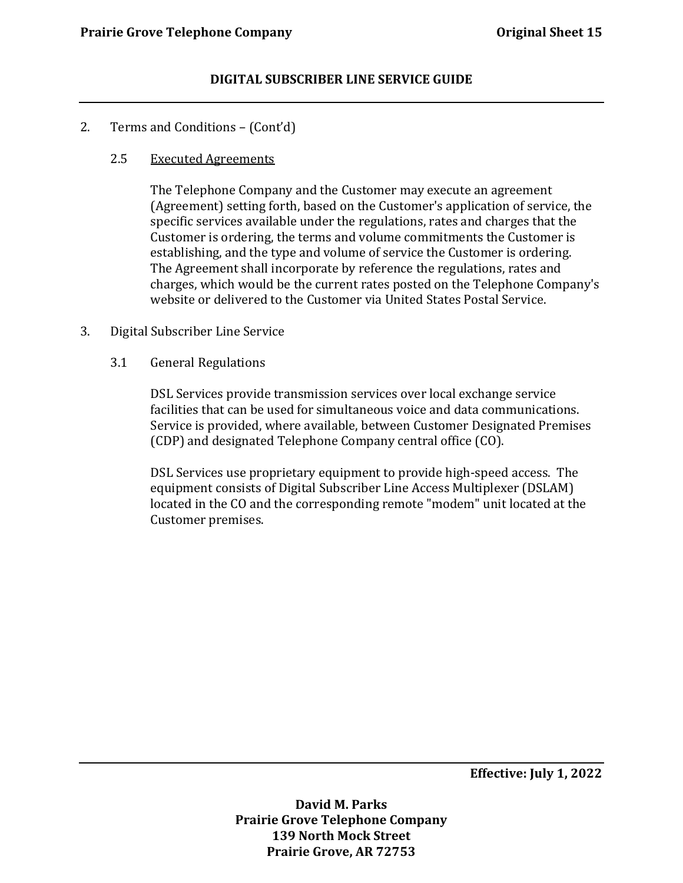2. Terms and Conditions – (Cont'd)

   2.5 Executed Agreements

   The Telephone Company and the Customer may execute an agreement (Agreement) setting forth, based on the Customer's application of service, the specific services available under the regulations, rates and charges that the Customer is ordering, the terms and volume commitments the Customer is establishing, and the type and volume of service the Customer is ordering. The Agreement shall incorporate by reference the regulations, rates and charges, which would be the current rates posted on the Telephone Company's website or delivered to the Customer via United States Postal Service.

3. Digital Subscriber Line Service

   3.1 General Regulations

   DSL Services provide transmission services over local exchange service facilities that can be used for simultaneous voice and data communications. Service is provided, where available, between Customer Designated Premises (CDP) and designated Telephone Company central office (CO).

   DSL Services use proprietary equipment to provide high-speed access. The equipment consists of Digital Subscriber Line Access Multiplexer (DSLAM) located in the CO and the corresponding remote "modem" unit located at the Customer premises.

**Effective: July 1, 2022**

**David M. Parks**
**Prairie Grove Telephone Company**
**139 North Mock Street**
**Prairie Grove, AR 72753**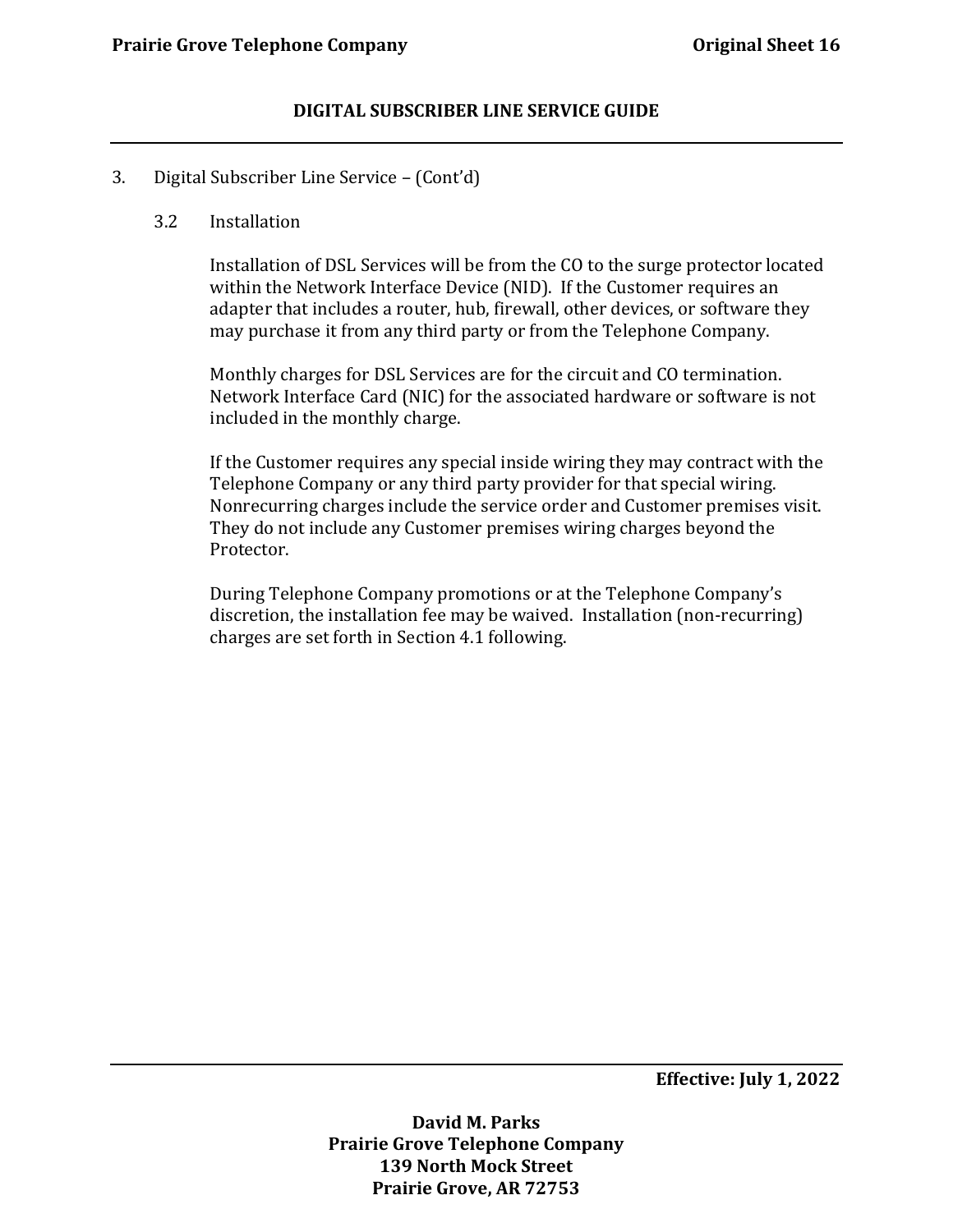## DIGITAL SUBSCRIBER LINE SERVICE GUIDE

3. Digital Subscriber Line Service – (Cont'd)

### 3.2 Installation

Installation of DSL Services will be from the CO to the surge protector located within the Network Interface Device (NID). If the Customer requires an adapter that includes a router, hub, firewall, other devices, or software they may purchase it from any third party or from the Telephone Company.

Monthly charges for DSL Services are for the circuit and CO termination. Network Interface Card (NIC) for the associated hardware or software is not included in the monthly charge.

If the Customer requires any special inside wiring they may contract with the Telephone Company or any third party provider for that special wiring. Nonrecurring charges include the service order and Customer premises visit. They do not include any Customer premises wiring charges beyond the Protector.

During Telephone Company promotions or at the Telephone Company's discretion, the installation fee may be waived. Installation (non-recurring) charges are set forth in Section 4.1 following.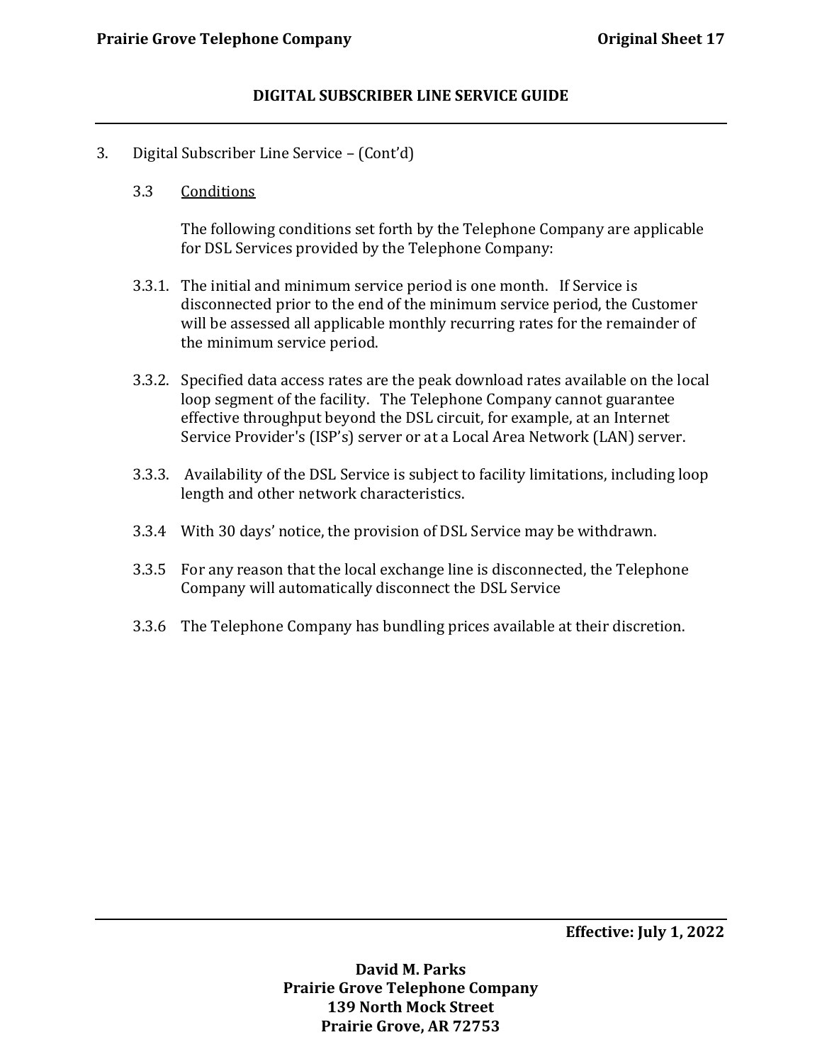## DIGITAL SUBSCRIBER LINE SERVICE GUIDE

3. Digital Subscriber Line Service – (Cont'd)

### 3.3 Conditions

The following conditions set forth by the Telephone Company are applicable for DSL Services provided by the Telephone Company:

3.3.1. The initial and minimum service period is one month. If Service is disconnected prior to the end of the minimum service period, the Customer will be assessed all applicable monthly recurring rates for the remainder of the minimum service period.

3.3.2. Specified data access rates are the peak download rates available on the local loop segment of the facility. The Telephone Company cannot guarantee effective throughput beyond the DSL circuit, for example, at an Internet Service Provider's (ISP's) server or at a Local Area Network (LAN) server.

3.3.3. Availability of the DSL Service is subject to facility limitations, including loop length and other network characteristics.

3.3.4 With 30 days' notice, the provision of DSL Service may be withdrawn.

3.3.5 For any reason that the local exchange line is disconnected, the Telephone Company will automatically disconnect the DSL Service

3.3.6 The Telephone Company has bundling prices available at their discretion.

**Effective: July 1, 2022**

**David M. Parks**
**Prairie Grove Telephone Company**
**139 North Mock Street**
**Prairie Grove, AR 72753**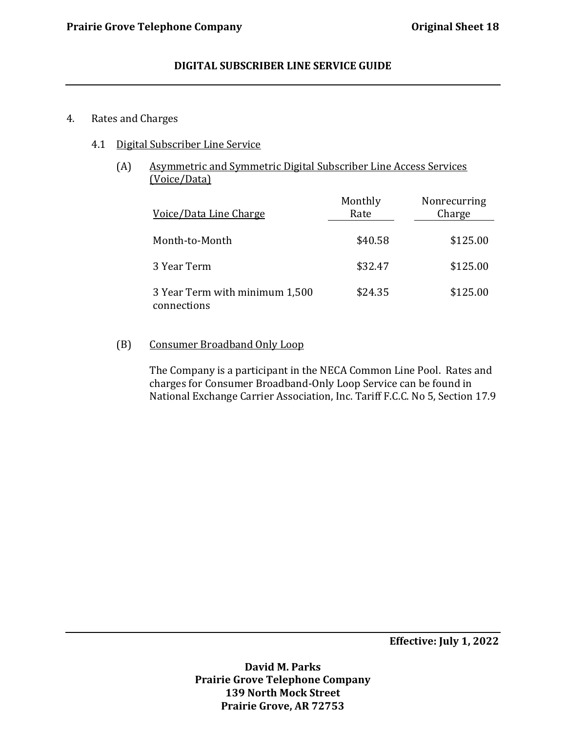## DIGITAL SUBSCRIBER LINE SERVICE GUIDE

4. Rates and Charges

   4.1 <u>Digital Subscriber Line Service</u>

   (A) <u>Asymmetric and Symmetric Digital Subscriber Line Access Services (Voice/Data)</u>

| Voice/Data Line Charge | Monthly Rate | Nonrecurring Charge |
|---|---|---|
| Month-to-Month | $40.58 | $125.00 |
| 3 Year Term | $32.47 | $125.00 |
| 3 Year Term with minimum 1,500 connections | $24.35 | $125.00 |

   (B) <u>Consumer Broadband Only Loop</u>

   The Company is a participant in the NECA Common Line Pool. Rates and charges for Consumer Broadband-Only Loop Service can be found in National Exchange Carrier Association, Inc. Tariff F.C.C. No 5, Section 17.9

**Effective: July 1, 2022**

**David M. Parks**
**Prairie Grove Telephone Company**
**139 North Mock Street**
**Prairie Grove, AR 72753**